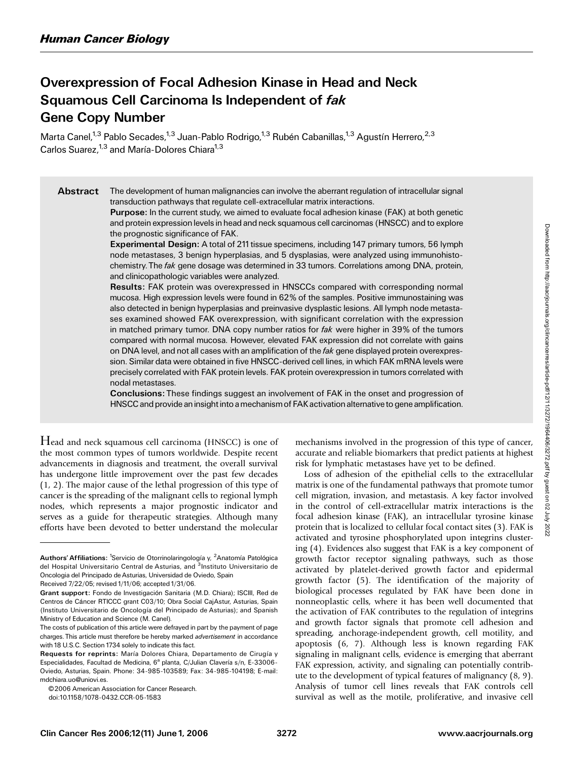# Overexpression of Focal Adhesion Kinase in Head and Neck Squamous Cell Carcinoma Is Independent of *fak* Gene Copy Number

Marta Canel,[1,3] Pablo Secades,[1,3] Juan-Pablo Rodrigo,[1,3] Rubén Cabanillas,[1,3] Agustín Herrero,[2,3] Carlos Suarez,[1,3] and María-Dolores Chiara[1,3]

**Abstract** The development of human malignancies can involve the aberrant regulation of intracellular signal transduction pathways that regulate cell-extracellular matrix interactions.

**Purpose:** In the current study, we aimed to evaluate focal adhesion kinase (FAK) at both genetic and protein expression levels in head and neck squamous cell carcinomas (HNSCC) and to explore the prognostic significance of FAK.

**Experimental Design:** A total of 211 tissue specimens, including 147 primary tumors, 56 lymph node metastases, 3 benign hyperplasias, and 5 dysplasias, were analyzed using immunohistochemistry. The *fak* gene dosage was determined in 33 tumors. Correlations among DNA, protein, and clinicopathologic variables were analyzed.

**Results:** FAK protein was overexpressed in HNSCCs compared with corresponding normal mucosa. High expression levels were found in 62% of the samples. Positive immunostaining was also detected in benign hyperplasias and preinvasive dysplastic lesions. All lymph node metastases examined showed FAK overexpression, with significant correlation with the expression in matched primary tumor. DNA copy number ratios for *fak* were higher in 39% of the tumors compared with normal mucosa. However, elevated FAK expression did not correlate with gains on DNA level, and not all cases with an amplification of the *fak* gene displayed protein overexpression. Similar data were obtained in five HNSCC-derived cell lines, in which FAK mRNA levels were precisely correlated with FAK protein levels. FAK protein overexpression in tumors correlated with nodal metastases.

**Conclusions:** These findings suggest an involvement of FAK in the onset and progression of HNSCC and provide an insight into a mechanism of FAK activation alternative to gene amplification.

Head and neck squamous cell carcinoma (HNSCC) is one of the most common types of tumors worldwide. Despite recent advancements in diagnosis and treatment, the overall survival has undergone little improvement over the past few decades (1, 2). The major cause of the lethal progression of this type of cancer is the spreading of the malignant cells to regional lymph nodes, which represents a major prognostic indicator and serves as a guide for therapeutic strategies. Although many efforts have been devoted to better understand the molecular mechanisms involved in the progression of this type of cancer, accurate and reliable biomarkers that predict patients at highest risk for lymphatic metastases have yet to be defined.

Loss of adhesion of the epithelial cells to the extracellular matrix is one of the fundamental pathways that promote tumor cell migration, invasion, and metastasis. A key factor involved in the control of cell-extracellular matrix interactions is the focal adhesion kinase (FAK), an intracellular tyrosine kinase protein that is localized to cellular focal contact sites (3). FAK is activated and tyrosine phosphorylated upon integrins clustering (4). Evidences also suggest that FAK is a key component of growth factor receptor signaling pathways, such as those activated by platelet-derived growth factor and epidermal growth factor (5). The identification of the majority of biological processes regulated by FAK have been done in nonneoplastic cells, where it has been well documented that the activation of FAK contributes to the regulation of integrins and growth factor signals that promote cell adhesion and spreading, anchorage-independent growth, cell motility, and apoptosis (6, 7). Although less is known regarding FAK signaling in malignant cells, evidence is emerging that aberrant FAK expression, activity, and signaling can potentially contribute to the development of typical features of malignancy (8, 9). Analysis of tumor cell lines reveals that FAK controls cell survival as well as the motile, proliferative, and invasive cell

---

**Authors' Affiliations:** [1]Servicio de Otorrinolaringología y, [2]Anatomía Patológica del Hospital Universitario Central de Asturias, and [3]Instituto Universitario de Oncologia del Principado de Asturias, Universidad de Oviedo, Spain

Received 7/22/05; revised 1/11/06; accepted 1/31/06.

**Grant support:** Fondo de Investigación Sanitaria (M.D. Chiara); ISCIII, Red de Centros de Cáncer RTICCC grant C03/10; Obra Social CajAstur, Asturias, Spain (Instituto Universitario de Oncología del Principado de Asturias); and Spanish Ministry of Education and Science (M. Canel).

The costs of publication of this article were defrayed in part by the payment of page charges. This article must therefore be hereby marked *advertisement* in accordance with 18 U.S.C. Section 1734 solely to indicate this fact.

**Requests for reprints:** María Dolores Chiara, Departamento de Cirugía y Especialidades, Facultad de Medicina, 6ª planta, C/Julian Clavería s/n, E-33006-Oviedo, Asturias, Spain. Phone: 34-985-103589; Fax: 34-985-104198; E-mail: mdchiara.uo@uniovi.es.

©2006 American Association for Cancer Research.

doi:10.1158/1078-0432.CCR-05-1583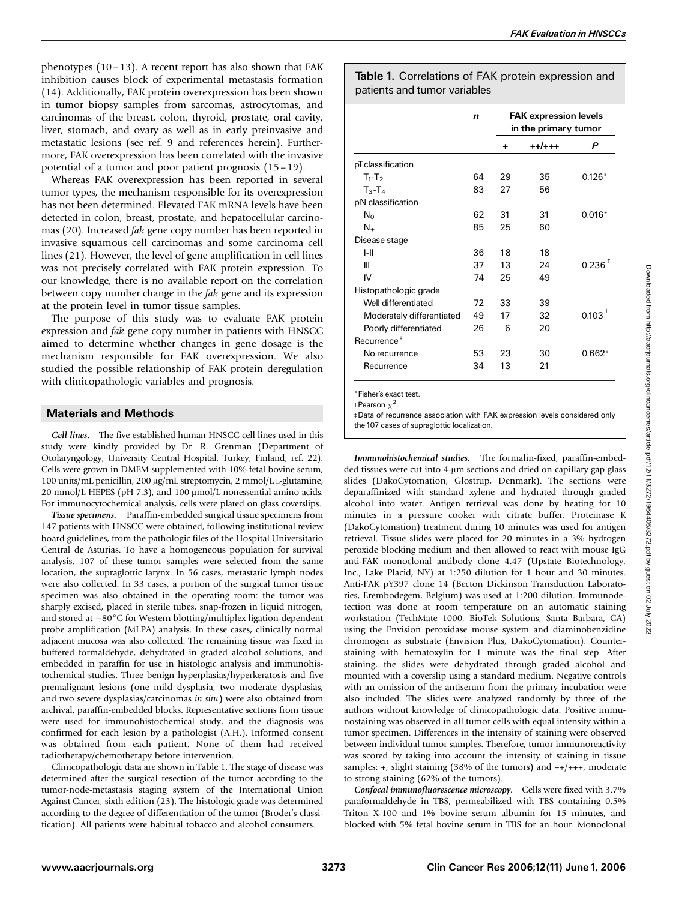phenotypes (10–13). A recent report has also shown that FAK inhibition causes block of experimental metastasis formation (14). Additionally, FAK protein overexpression has been shown in tumor biopsy samples from sarcomas, astrocytomas, and carcinomas of the breast, colon, thyroid, prostate, oral cavity, liver, stomach, and ovary as well as in early preinvasive and metastatic lesions (see ref. 9 and references herein). Furthermore, FAK overexpression has been correlated with the invasive potential of a tumor and poor patient prognosis (15–19).

Whereas FAK overexpression has been reported in several tumor types, the mechanism responsible for its overexpression has not been determined. Elevated FAK mRNA levels have been detected in colon, breast, prostate, and hepatocellular carcinomas (20). Increased *fak* gene copy number has been reported in invasive squamous cell carcinomas and some carcinoma cell lines (21). However, the level of gene amplification in cell lines was not precisely correlated with FAK protein expression. To our knowledge, there is no available report on the correlation between copy number change in the *fak* gene and its expression at the protein level in tumor tissue samples.

The purpose of this study was to evaluate FAK protein expression and *fak* gene copy number in patients with HNSCC aimed to determine whether changes in gene dosage is the mechanism responsible for FAK overexpression. We also studied the possible relationship of FAK protein deregulation with clinicopathologic variables and prognosis.

## Materials and Methods

***Cell lines.*** The five established human HNSCC cell lines used in this study were kindly provided by Dr. R. Grenman (Department of Otolaryngology, University Central Hospital, Turkey, Finland; ref. 22). Cells were grown in DMEM supplemented with 10% fetal bovine serum, 100 units/mL penicillin, 200 μg/mL streptomycin, 2 mmol/L L-glutamine, 20 mmol/L HEPES (pH 7.3), and 100 μmol/L nonessential amino acids. For immunocytochemical analysis, cells were plated on glass coverslips.

***Tissue specimens.*** Paraffin-embedded surgical tissue specimens from 147 patients with HNSCC were obtained, following institutional review board guidelines, from the pathologic files of the Hospital Universitario Central de Asturias. To have a homogeneous population for survival analysis, 107 of these tumor samples were selected from the same location, the supraglottic larynx. In 56 cases, metastatic lymph nodes were also collected. In 33 cases, a portion of the surgical tumor tissue specimen was also obtained in the operating room: the tumor was sharply excised, placed in sterile tubes, snap-frozen in liquid nitrogen, and stored at −80°C for Western blotting/multiplex ligation-dependent probe amplification (MLPA) analysis. In these cases, clinically normal adjacent mucosa was also collected. The remaining tissue was fixed in buffered formaldehyde, dehydrated in graded alcohol solutions, and embedded in paraffin for use in histologic analysis and immunohistochemical studies. Three benign hyperplasias/hyperkeratosis and five premalignant lesions (one mild dysplasia, two moderate dysplasias, and two severe dysplasias/carcinomas *in situ*) were also obtained from archival, paraffin-embedded blocks. Representative sections from tissue were used for immunohistochemical study, and the diagnosis was confirmed for each lesion by a pathologist (A.H.). Informed consent was obtained from each patient. None of them had received radiotherapy/chemotherapy before intervention.

Clinicopathologic data are shown in Table 1. The stage of disease was determined after the surgical resection of the tumor according to the tumor-node-metastasis staging system of the International Union Against Cancer, sixth edition (23). The histologic grade was determined according to the degree of differentiation of the tumor (Broder's classification). All patients were habitual tobacco and alcohol consumers.

**Table 1.** Correlations of FAK protein expression and patients and tumor variables

| | *n* | FAK expression levels in the primary tumor | | |
|---|---|---|---|---|
| | | + | ++/+++ | *P* |
| pT classification | | | | |
| $T_1$-$T_2$ | 64 | 29 | 35 | 0.126* |
| $T_3$-$T_4$ | 83 | 27 | 56 | |
| pN classification | | | | |
| $N_0$ | 62 | 31 | 31 | 0.016* |
| $N_+$ | 85 | 25 | 60 | |
| Disease stage | | | | |
| I-II | 36 | 18 | 18 | |
| III | 37 | 13 | 24 | 0.236† |
| IV | 74 | 25 | 49 | |
| Histopathologic grade | | | | |
| Well differentiated | 72 | 33 | 39 | |
| Moderately differentiated | 49 | 17 | 32 | 0.103† |
| Poorly differentiated | 26 | 6 | 20 | |
| Recurrence‡ | | | | |
| No recurrence | 53 | 23 | 30 | 0.662* |
| Recurrence | 34 | 13 | 21 | |

*Fisher's exact test.
†Pearson $\chi^2$.
‡Data of recurrence association with FAK expression levels considered only the 107 cases of supraglottic localization.

***Immunohistochemical studies.*** The formalin-fixed, paraffin-embedded tissues were cut into 4-μm sections and dried on capillary gap glass slides (DakoCytomation, Glostrup, Denmark). The sections were deparaffinized with standard xylene and hydrated through graded alcohol into water. Antigen retrieval was done by heating for 10 minutes in a pressure cooker with citrate buffer. Proteinase K (DakoCytomation) treatment during 10 minutes was used for antigen retrieval. Tissue slides were placed for 20 minutes in a 3% hydrogen peroxide blocking medium and then allowed to react with mouse IgG anti-FAK monoclonal antibody clone 4.47 (Upstate Biotechnology, Inc., Lake Placid, NY) at 1:250 dilution for 1 hour and 30 minutes. Anti-FAK pY397 clone 14 (Becton Dickinson Transduction Laboratories, Erembodegem, Belgium) was used at 1:200 dilution. Immunodetection was done at room temperature on an automatic staining workstation (TechMate 1000, BioTek Solutions, Santa Barbara, CA) using the Envision peroxidase mouse system and diaminobenzidine chromogen as substrate (Envision Plus, DakoCytomation). Counterstaining with hematoxylin for 1 minute was the final step. After staining, the slides were dehydrated through graded alcohol and mounted with a coverslip using a standard medium. Negative controls with an omission of the antiserum from the primary incubation were also included. The slides were analyzed randomly by three of the authors without knowledge of clinicopathologic data. Positive immunostaining was observed in all tumor cells with equal intensity within a tumor specimen. Differences in the intensity of staining were observed between individual tumor samples. Therefore, tumor immunoreactivity was scored by taking into account the intensity of staining in tissue samples: +, slight staining (38% of the tumors) and ++/+++, moderate to strong staining (62% of the tumors).

***Confocal immunofluorescence microscopy.*** Cells were fixed with 3.7% paraformaldehyde in TBS, permeabilized with TBS containing 0.5% Triton X-100 and 1% bovine serum albumin for 15 minutes, and blocked with 5% fetal bovine serum in TBS for an hour. Monoclonal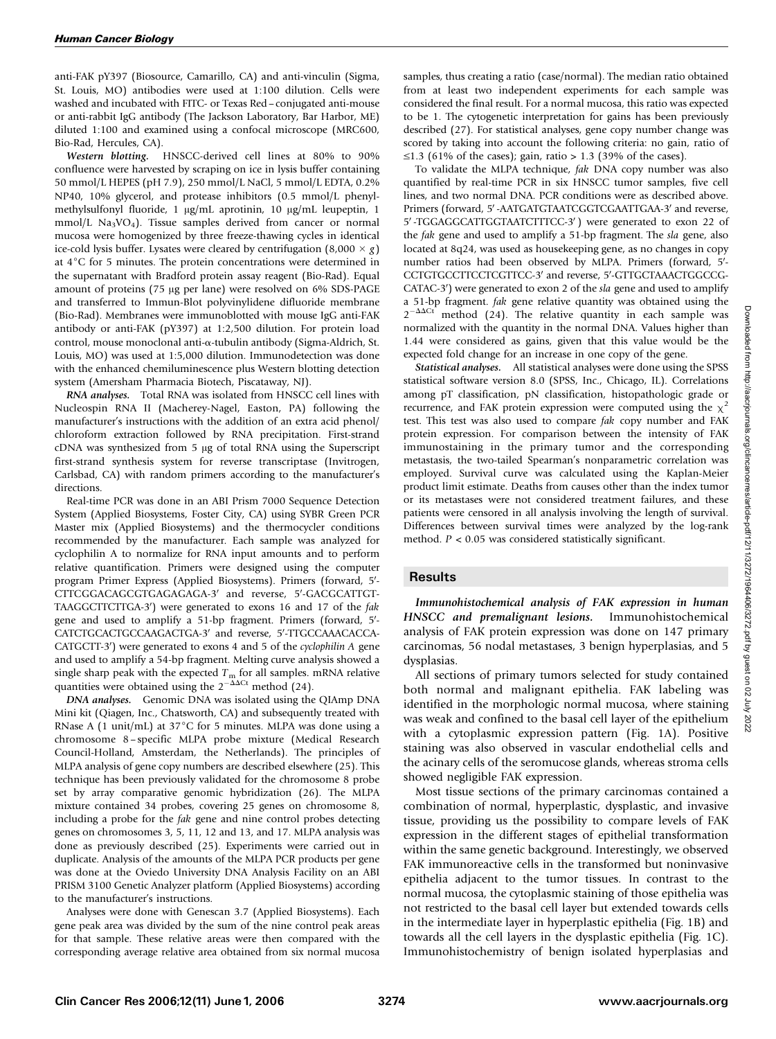anti-FAK pY397 (Biosource, Camarillo, CA) and anti-vinculin (Sigma, St. Louis, MO) antibodies were used at 1:100 dilution. Cells were washed and incubated with FITC- or Texas Red–conjugated anti-mouse or anti-rabbit IgG antibody (The Jackson Laboratory, Bar Harbor, ME) diluted 1:100 and examined using a confocal microscope (MRC600, Bio-Rad, Hercules, CA).

***Western blotting.*** HNSCC-derived cell lines at 80% to 90% confluence were harvested by scraping on ice in lysis buffer containing 50 mmol/L HEPES (pH 7.9), 250 mmol/L NaCl, 5 mmol/L EDTA, 0.2% NP40, 10% glycerol, and protease inhibitors (0.5 mmol/L phenylmethylsulfonyl fluoride, 1 μg/mL aprotinin, 10 μg/mL leupeptin, 1 mmol/L $Na_3VO_4$). Tissue samples derived from cancer or normal mucosa were homogenized by three freeze-thawing cycles in identical ice-cold lysis buffer. Lysates were cleared by centrifugation (8,000 × *g*) at 4°C for 5 minutes. The protein concentrations were determined in the supernatant with Bradford protein assay reagent (Bio-Rad). Equal amount of proteins (75 μg per lane) were resolved on 6% SDS-PAGE and transferred to Immun-Blot polyvinylidene difluoride membrane (Bio-Rad). Membranes were immunoblotted with mouse IgG anti-FAK antibody or anti-FAK (pY397) at 1:2,500 dilution. For protein load control, mouse monoclonal anti-α-tubulin antibody (Sigma-Aldrich, St. Louis, MO) was used at 1:5,000 dilution. Immunodetection was done with the enhanced chemiluminescence plus Western blotting detection system (Amersham Pharmacia Biotech, Piscataway, NJ).

***RNA analyses.*** Total RNA was isolated from HNSCC cell lines with Nucleospin RNA II (Macherey-Nagel, Easton, PA) following the manufacturer's instructions with the addition of an extra acid phenol/chloroform extraction followed by RNA precipitation. First-strand cDNA was synthesized from 5 μg of total RNA using the Superscript first-strand synthesis system for reverse transcriptase (Invitrogen, Carlsbad, CA) with random primers according to the manufacturer's directions.

Real-time PCR was done in an ABI Prism 7000 Sequence Detection System (Applied Biosystems, Foster City, CA) using SYBR Green PCR Master mix (Applied Biosystems) and the thermocycler conditions recommended by the manufacturer. Each sample was analyzed for cyclophilin A to normalize for RNA input amounts and to perform relative quantification. Primers were designed using the computer program Primer Express (Applied Biosystems). Primers (forward, 5′-CTTCGGACAGCGTGAGAGAGA-3′ and reverse, 5′-GACGCATTGTTAAGGCTTCTTGA-3′) were generated to exons 16 and 17 of the *fak* gene and used to amplify a 51-bp fragment. Primers (forward, 5′-CATCTGCACTGCCAAGACTGA-3′ and reverse, 5′-TTGCCAAACACCACATGCTT-3′) were generated to exons 4 and 5 of the *cyclophilin A* gene and used to amplify a 54-bp fragment. Melting curve analysis showed a single sharp peak with the expected $T_m$ for all samples. mRNA relative quantities were obtained using the $2^{-\Delta\Delta Ct}$ method (24).

***DNA analyses.*** Genomic DNA was isolated using the QIAmp DNA Mini kit (Qiagen, Inc., Chatsworth, CA) and subsequently treated with RNase A (1 unit/mL) at 37°C for 5 minutes. MLPA was done using a chromosome 8–specific MLPA probe mixture (Medical Research Council-Holland, Amsterdam, the Netherlands). The principles of MLPA analysis of gene copy numbers are described elsewhere (25). This technique has been previously validated for the chromosome 8 probe set by array comparative genomic hybridization (26). The MLPA mixture contained 34 probes, covering 25 genes on chromosome 8, including a probe for the *fak* gene and nine control probes detecting genes on chromosomes 3, 5, 11, 12 and 13, and 17. MLPA analysis was done as previously described (25). Experiments were carried out in duplicate. Analysis of the amounts of the MLPA PCR products per gene was done at the Oviedo University DNA Analysis Facility on an ABI PRISM 3100 Genetic Analyzer platform (Applied Biosystems) according to the manufacturer's instructions.

Analyses were done with Genescan 3.7 (Applied Biosystems). Each gene peak area was divided by the sum of the nine control peak areas for that sample. These relative areas were then compared with the corresponding average relative area obtained from six normal mucosa samples, thus creating a ratio (case/normal). The median ratio obtained from at least two independent experiments for each sample was considered the final result. For a normal mucosa, this ratio was expected to be 1. The cytogenetic interpretation for gains has been previously described (27). For statistical analyses, gene copy number change was scored by taking into account the following criteria: no gain, ratio of ≤1.3 (61% of the cases); gain, ratio > 1.3 (39% of the cases).

To validate the MLPA technique, *fak* DNA copy number was also quantified by real-time PCR in six HNSCC tumor samples, five cell lines, and two normal DNA. PCR conditions were as described above. Primers (forward, 5′-AATGATGTAATCGGTCGAATTGAA-3′ and reverse, 5′-TGGAGGCATTGGTAATCTTTCC-3′) were generated to exon 22 of the *fak* gene and used to amplify a 51-bp fragment. The *sla* gene, also located at 8q24, was used as housekeeping gene, as no changes in copy number ratios had been observed by MLPA. Primers (forward, 5′-CCTGTGCCTTCCTCGTTCC-3′ and reverse, 5′-GTTGCTAAACTGGCCGCATAC-3′) were generated to exon 2 of the *sla* gene and used to amplify a 51-bp fragment. *fak* gene relative quantity was obtained using the $2^{-\Delta\Delta Ct}$ method (24). The relative quantity in each sample was normalized with the quantity in the normal DNA. Values higher than 1.44 were considered as gains, given that this value would be the expected fold change for an increase in one copy of the gene.

***Statistical analyses.*** All statistical analyses were done using the SPSS statistical software version 8.0 (SPSS, Inc., Chicago, IL). Correlations among pT classification, pN classification, histopathologic grade or recurrence, and FAK protein expression were computed using the $\chi^2$ test. This test was also used to compare *fak* copy number and FAK protein expression. For comparison between the intensity of FAK immunostaining in the primary tumor and the corresponding metastasis, the two-tailed Spearman's nonparametric correlation was employed. Survival curve was calculated using the Kaplan-Meier product limit estimate. Deaths from causes other than the index tumor or its metastases were not considered treatment failures, and these patients were censored in all analysis involving the length of survival. Differences between survival times were analyzed by the log-rank method. $P < 0.05$ was considered statistically significant.

## Results

***Immunohistochemical analysis of FAK expression in human HNSCC and premalignant lesions.*** Immunohistochemical analysis of FAK protein expression was done on 147 primary carcinomas, 56 nodal metastases, 3 benign hyperplasias, and 5 dysplasias.

All sections of primary tumors selected for study contained both normal and malignant epithelia. FAK labeling was identified in the morphologic normal mucosa, where staining was weak and confined to the basal cell layer of the epithelium with a cytoplasmic expression pattern (Fig. 1A). Positive staining was also observed in vascular endothelial cells and the acinary cells of the seromucose glands, whereas stroma cells showed negligible FAK expression.

Most tissue sections of the primary carcinomas contained a combination of normal, hyperplastic, dysplastic, and invasive tissue, providing us the possibility to compare levels of FAK expression in the different stages of epithelial transformation within the same genetic background. Interestingly, we observed FAK immunoreactive cells in the transformed but noninvasive epithelia adjacent to the tumor tissues. In contrast to the normal mucosa, the cytoplasmic staining of those epithelia was not restricted to the basal cell layer but extended towards cells in the intermediate layer in hyperplastic epithelia (Fig. 1B) and towards all the cell layers in the dysplastic epithelia (Fig. 1C). Immunohistochemistry of benign isolated hyperplasias and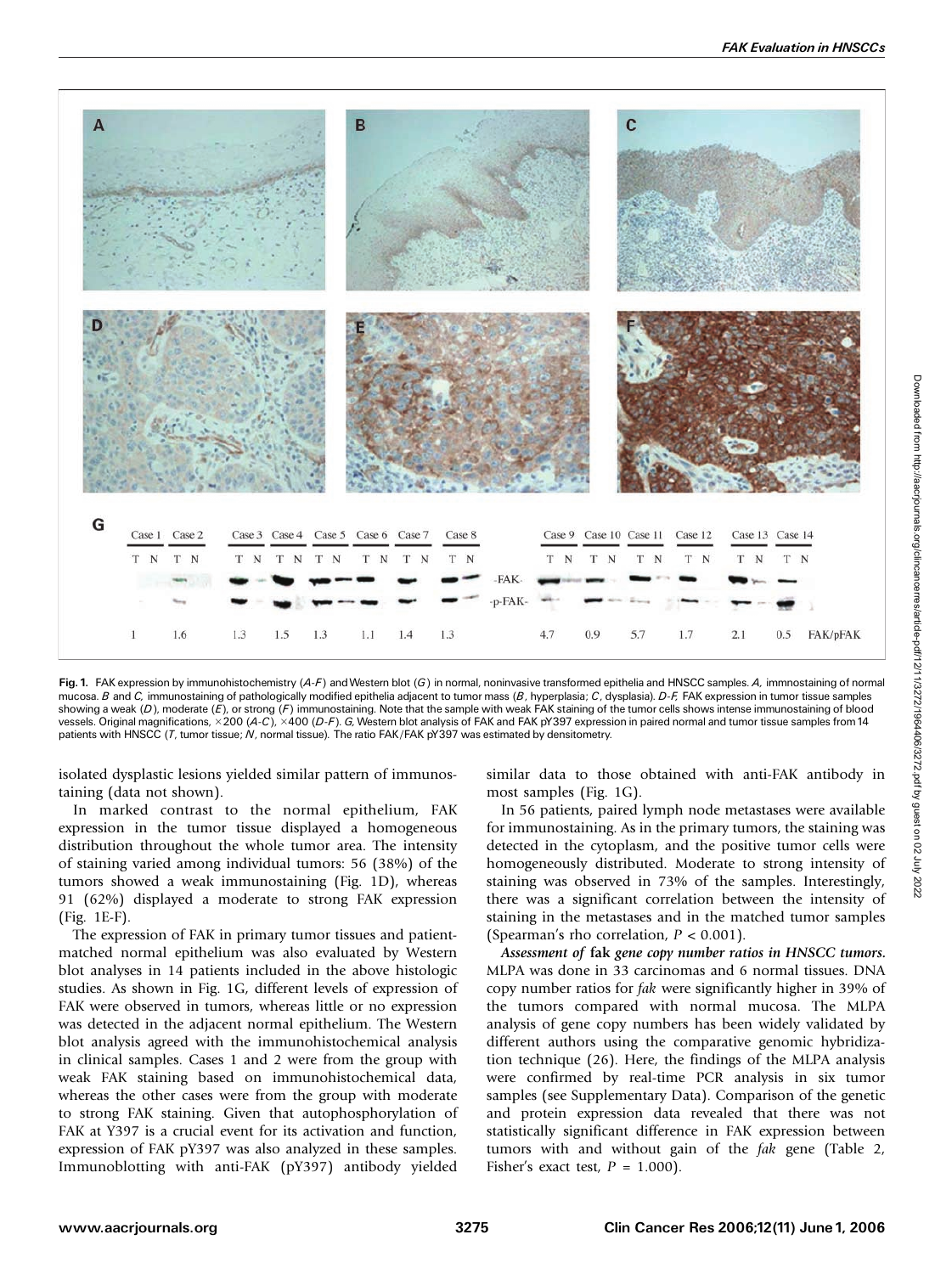Fig. 1. FAK expression by immunohistochemistry (*A-F*) and Western blot (*G*) in normal, noninvasive transformed epithelia and HNSCC samples. *A,* immnostaining of normal mucosa. *B* and *C,* immunostaining of pathologically modified epithelia adjacent to tumor mass (*B*, hyperplasia; *C*, dysplasia). *D-F,* FAK expression in tumor tissue samples showing a weak (*D*), moderate (*E*), or strong (*F*) immunostaining. Note that the sample with weak FAK staining of the tumor cells shows intense immunostaining of blood vessels. Original magnifications, ×200 (*A-C*), ×400 (*D-F*). *G,* Western blot analysis of FAK and FAK pY397 expression in paired normal and tumor tissue samples from 14 patients with HNSCC (*T*, tumor tissue; *N*, normal tissue). The ratio FAK/FAK pY397 was estimated by densitometry.

isolated dysplastic lesions yielded similar pattern of immunostaining (data not shown).

In marked contrast to the normal epithelium, FAK expression in the tumor tissue displayed a homogeneous distribution throughout the whole tumor area. The intensity of staining varied among individual tumors: 56 (38%) of the tumors showed a weak immunostaining (Fig. 1D), whereas 91 (62%) displayed a moderate to strong FAK expression (Fig. 1E-F).

The expression of FAK in primary tumor tissues and patient-matched normal epithelium was also evaluated by Western blot analyses in 14 patients included in the above histologic studies. As shown in Fig. 1G, different levels of expression of FAK were observed in tumors, whereas little or no expression was detected in the adjacent normal epithelium. The Western blot analysis agreed with the immunohistochemical analysis in clinical samples. Cases 1 and 2 were from the group with weak FAK staining based on immunohistochemical data, whereas the other cases were from the group with moderate to strong FAK staining. Given that autophosphorylation of FAK at Y397 is a crucial event for its activation and function, expression of FAK pY397 was also analyzed in these samples. Immunoblotting with anti-FAK (pY397) antibody yielded similar data to those obtained with anti-FAK antibody in most samples (Fig. 1G).

In 56 patients, paired lymph node metastases were available for immunostaining. As in the primary tumors, the staining was detected in the cytoplasm, and the positive tumor cells were homogeneously distributed. Moderate to strong intensity of staining was observed in 73% of the samples. Interestingly, there was a significant correlation between the intensity of staining in the metastases and in the matched tumor samples (Spearman's rho correlation, $P < 0.001$).

***Assessment of* fak *gene copy number ratios in HNSCC tumors.*** MLPA was done in 33 carcinomas and 6 normal tissues. DNA copy number ratios for *fak* were significantly higher in 39% of the tumors compared with normal mucosa. The MLPA analysis of gene copy numbers has been widely validated by different authors using the comparative genomic hybridization technique (26). Here, the findings of the MLPA analysis were confirmed by real-time PCR analysis in six tumor samples (see Supplementary Data). Comparison of the genetic and protein expression data revealed that there was not statistically significant difference in FAK expression between tumors with and without gain of the *fak* gene (Table 2, Fisher's exact test, $P = 1.000$).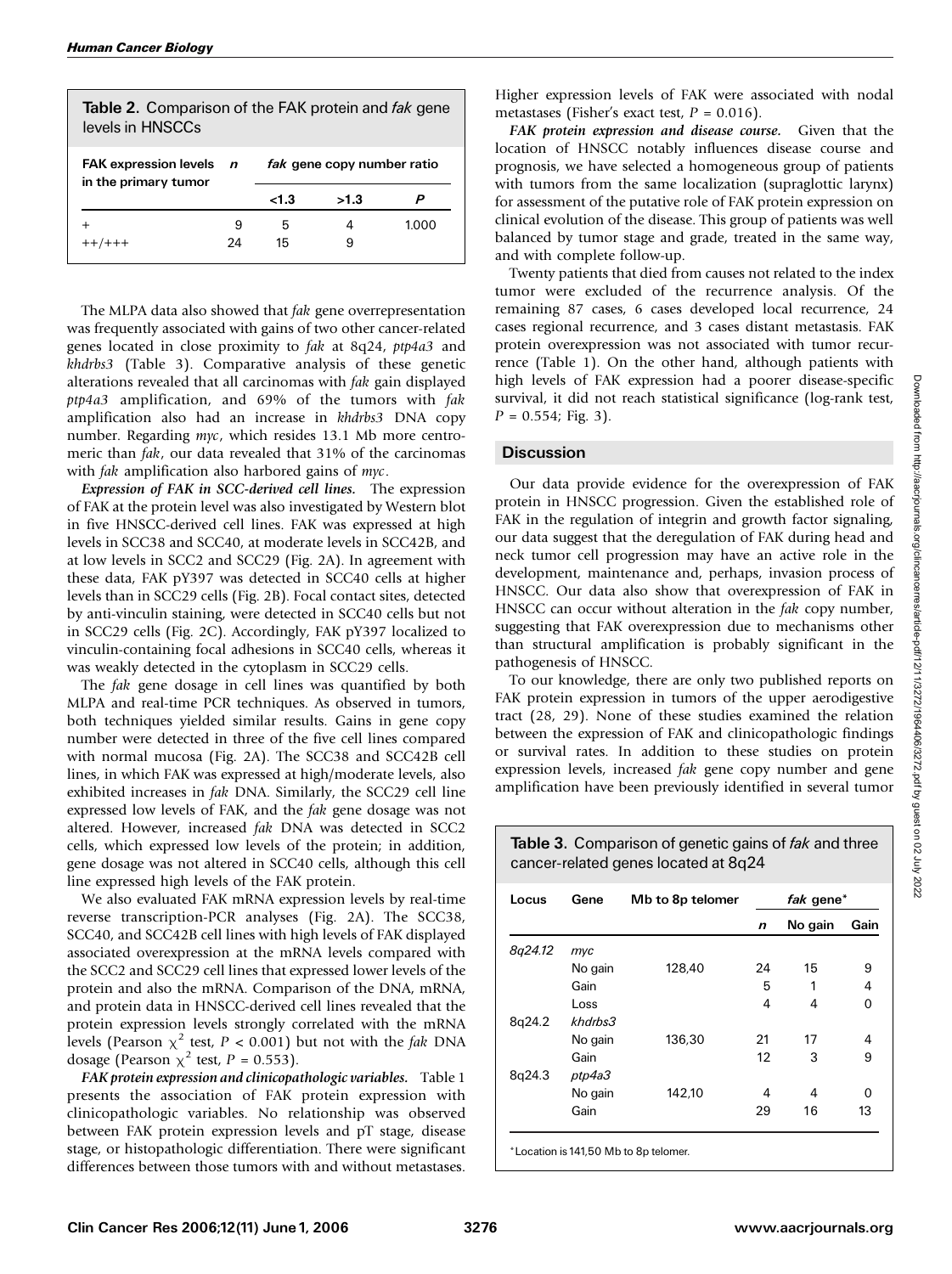**Table 2.** Comparison of the FAK protein and *fak* gene levels in HNSCCs

| FAK expression levels in the primary tumor | *n* | *fak* gene copy number ratio | | |
|---|---|---|---|---|
| | | <1.3 | >1.3 | *P* |
| + | 9 | 5 | 4 | 1.000 |
| ++/+++ | 24 | 15 | 9 | |

The MLPA data also showed that *fak* gene overrepresentation was frequently associated with gains of two other cancer-related genes located in close proximity to *fak* at 8q24, *ptp4a3* and *khdrbs3* (Table 3). Comparative analysis of these genetic alterations revealed that all carcinomas with *fak* gain displayed *ptp4a3* amplification, and 69% of the tumors with *fak* amplification also had an increase in *khdrbs3* DNA copy number. Regarding *myc*, which resides 13.1 Mb more centromeric than *fak*, our data revealed that 31% of the carcinomas with *fak* amplification also harbored gains of *myc*.

***Expression of FAK in SCC-derived cell lines.*** The expression of FAK at the protein level was also investigated by Western blot in five HNSCC-derived cell lines. FAK was expressed at high levels in SCC38 and SCC40, at moderate levels in SCC42B, and at low levels in SCC2 and SCC29 (Fig. 2A). In agreement with these data, FAK pY397 was detected in SCC40 cells at higher levels than in SCC29 cells (Fig. 2B). Focal contact sites, detected by anti-vinculin staining, were detected in SCC40 cells but not in SCC29 cells (Fig. 2C). Accordingly, FAK pY397 localized to vinculin-containing focal adhesions in SCC40 cells, whereas it was weakly detected in the cytoplasm in SCC29 cells.

The *fak* gene dosage in cell lines was quantified by both MLPA and real-time PCR techniques. As observed in tumors, both techniques yielded similar results. Gains in gene copy number were detected in three of the five cell lines compared with normal mucosa (Fig. 2A). The SCC38 and SCC42B cell lines, in which FAK was expressed at high/moderate levels, also exhibited increases in *fak* DNA. Similarly, the SCC29 cell line expressed low levels of FAK, and the *fak* gene dosage was not altered. However, increased *fak* DNA was detected in SCC2 cells, which expressed low levels of the protein; in addition, gene dosage was not altered in SCC40 cells, although this cell line expressed high levels of the FAK protein.

We also evaluated FAK mRNA expression levels by real-time reverse transcription-PCR analyses (Fig. 2A). The SCC38, SCC40, and SCC42B cell lines with high levels of FAK displayed associated overexpression at the mRNA levels compared with the SCC2 and SCC29 cell lines that expressed lower levels of the protein and also the mRNA. Comparison of the DNA, mRNA, and protein data in HNSCC-derived cell lines revealed that the protein expression levels strongly correlated with the mRNA levels (Pearson $\chi^2$ test, $P < 0.001$) but not with the *fak* DNA dosage (Pearson $\chi^2$ test, $P = 0.553$).

***FAK protein expression and clinicopathologic variables.*** Table 1 presents the association of FAK protein expression with clinicopathologic variables. No relationship was observed between FAK protein expression levels and pT stage, disease stage, or histopathologic differentiation. There were significant differences between those tumors with and without metastases. Higher expression levels of FAK were associated with nodal metastases (Fisher's exact test, $P = 0.016$).

***FAK protein expression and disease course.*** Given that the location of HNSCC notably influences disease course and prognosis, we have selected a homogeneous group of patients with tumors from the same localization (supraglottic larynx) for assessment of the putative role of FAK protein expression on clinical evolution of the disease. This group of patients was well balanced by tumor stage and grade, treated in the same way, and with complete follow-up.

Twenty patients that died from causes not related to the index tumor were excluded of the recurrence analysis. Of the remaining 87 cases, 6 cases developed local recurrence, 24 cases regional recurrence, and 3 cases distant metastasis. FAK protein overexpression was not associated with tumor recurrence (Table 1). On the other hand, although patients with high levels of FAK expression had a poorer disease-specific survival, it did not reach statistical significance (log-rank test, $P = 0.554$; Fig. 3).

## Discussion

Our data provide evidence for the overexpression of FAK protein in HNSCC progression. Given the established role of FAK in the regulation of integrin and growth factor signaling, our data suggest that the deregulation of FAK during head and neck tumor cell progression may have an active role in the development, maintenance and, perhaps, invasion process of HNSCC. Our data also show that overexpression of FAK in HNSCC can occur without alteration in the *fak* copy number, suggesting that FAK overexpression due to mechanisms other than structural amplification is probably significant in the pathogenesis of HNSCC.

To our knowledge, there are only two published reports on FAK protein expression in tumors of the upper aerodigestive tract (28, 29). None of these studies examined the relation between the expression of FAK and clinicopathologic findings or survival rates. In addition to these studies on protein expression levels, increased *fak* gene copy number and gene amplification have been previously identified in several tumor

**Table 3.** Comparison of genetic gains of *fak* and three cancer-related genes located at 8q24

| Locus | Gene | Mb to 8p telomer | *fak* gene* | | |
|---|---|---|---|---|---|
| | | | *n* | No gain | Gain |
| *8q24.12* | *myc* | | | | |
| | No gain | 128,40 | 24 | 15 | 9 |
| | Gain | | 5 | 1 | 4 |
| | Loss | | 4 | 4 | 0 |
| 8q24.2 | *khdrbs3* | | | | |
| | No gain | 136,30 | 21 | 17 | 4 |
| | Gain | | 12 | 3 | 9 |
| 8q24.3 | *ptp4a3* | | | | |
| | No gain | 142,10 | 4 | 4 | 0 |
| | Gain | | 29 | 16 | 13 |

*Location is 141,50 Mb to 8p telomer.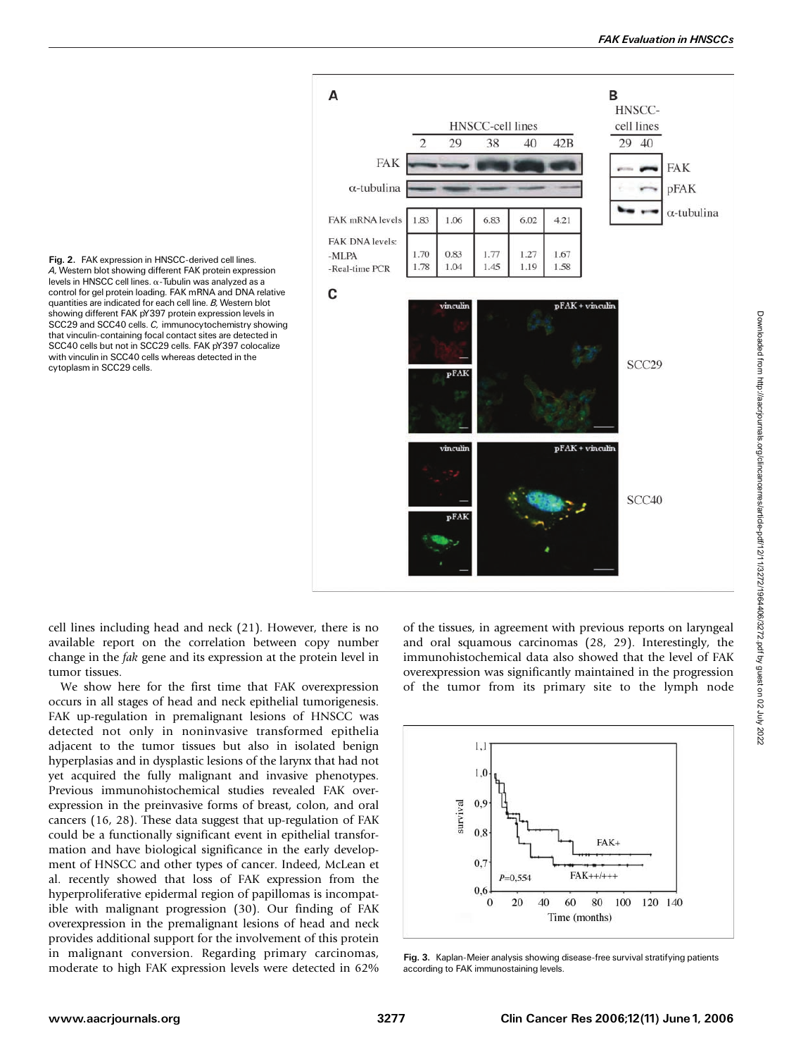Fig. 2. FAK expression in HNSCC-derived cell lines. *A,* Western blot showing different FAK protein expression levels in HNSCC cell lines. α-Tubulin was analyzed as a control for gel protein loading. FAK mRNA and DNA relative quantities are indicated for each cell line. *B,* Western blot showing different FAK pY397 protein expression levels in SCC29 and SCC40 cells. *C,* immunocytochemistry showing that vinculin-containing focal contact sites are detected in SCC40 cells but not in SCC29 cells. FAK pY397 colocalize with vinculin in SCC40 cells whereas detected in the cytoplasm in SCC29 cells.

| HNSCC-cell lines | 2 | 29 | 38 | 40 | 42B |
|---|---|---|---|---|---|
| FAK mRNA levels | 1.83 | 1.06 | 6.83 | 6.02 | 4.21 |
| FAK DNA levels: -MLPA | 1.70 | 0.83 | 1.77 | 1.27 | 1.67 |
| -Real-time PCR | 1.78 | 1.04 | 1.45 | 1.19 | 1.58 |

cell lines including head and neck (21). However, there is no available report on the correlation between copy number change in the *fak* gene and its expression at the protein level in tumor tissues.

We show here for the first time that FAK overexpression occurs in all stages of head and neck epithelial tumorigenesis. FAK up-regulation in premalignant lesions of HNSCC was detected not only in noninvasive transformed epithelia adjacent to the tumor tissues but also in isolated benign hyperplasias and in dysplastic lesions of the larynx that had not yet acquired the fully malignant and invasive phenotypes. Previous immunohistochemical studies revealed FAK overexpression in the preinvasive forms of breast, colon, and oral cancers (16, 28). These data suggest that up-regulation of FAK could be a functionally significant event in epithelial transformation and have biological significance in the early development of HNSCC and other types of cancer. Indeed, McLean et al. recently showed that loss of FAK expression from the hyperproliferative epidermal region of papillomas is incompatible with malignant progression (30). Our finding of FAK overexpression in the premalignant lesions of head and neck provides additional support for the involvement of this protein in malignant conversion. Regarding primary carcinomas, moderate to high FAK expression levels were detected in 62% of the tissues, in agreement with previous reports on laryngeal and oral squamous carcinomas (28, 29). Interestingly, the immunohistochemical data also showed that the level of FAK overexpression was significantly maintained in the progression of the tumor from its primary site to the lymph node

Fig. 3. Kaplan-Meier analysis showing disease-free survival stratifying patients according to FAK immunostaining levels.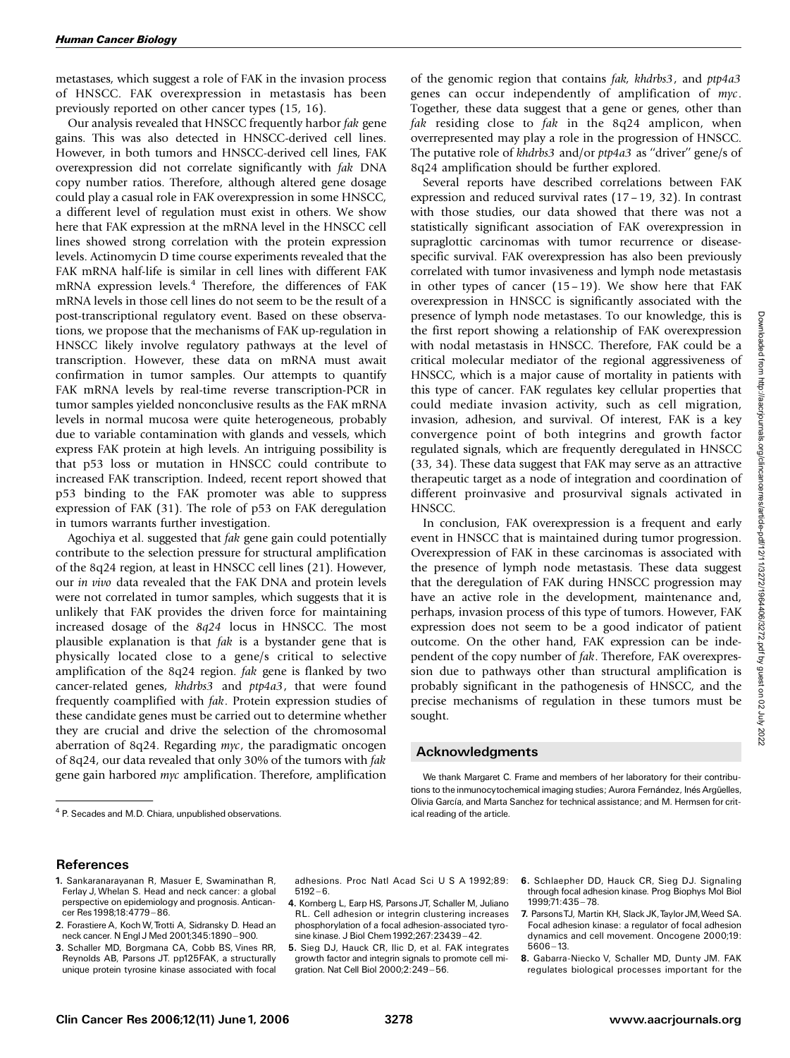metastases, which suggest a role of FAK in the invasion process of HNSCC. FAK overexpression in metastasis has been previously reported on other cancer types (15, 16).

Our analysis revealed that HNSCC frequently harbor *fak* gene gains. This was also detected in HNSCC-derived cell lines. However, in both tumors and HNSCC-derived cell lines, FAK overexpression did not correlate significantly with *fak* DNA copy number ratios. Therefore, although altered gene dosage could play a casual role in FAK overexpression in some HNSCC, a different level of regulation must exist in others. We show here that FAK expression at the mRNA level in the HNSCC cell lines showed strong correlation with the protein expression levels. Actinomycin D time course experiments revealed that the FAK mRNA half-life is similar in cell lines with different FAK mRNA expression levels.[4] Therefore, the differences of FAK mRNA levels in those cell lines do not seem to be the result of a post-transcriptional regulatory event. Based on these observations, we propose that the mechanisms of FAK up-regulation in HNSCC likely involve regulatory pathways at the level of transcription. However, these data on mRNA must await confirmation in tumor samples. Our attempts to quantify FAK mRNA levels by real-time reverse transcription-PCR in tumor samples yielded nonconclusive results as the FAK mRNA levels in normal mucosa were quite heterogeneous, probably due to variable contamination with glands and vessels, which express FAK protein at high levels. An intriguing possibility is that p53 loss or mutation in HNSCC could contribute to increased FAK transcription. Indeed, recent report showed that p53 binding to the FAK promoter was able to suppress expression of FAK (31). The role of p53 on FAK deregulation in tumors warrants further investigation.

Agochiya et al. suggested that *fak* gene gain could potentially contribute to the selection pressure for structural amplification of the 8q24 region, at least in HNSCC cell lines (21). However, our *in vivo* data revealed that the FAK DNA and protein levels were not correlated in tumor samples, which suggests that it is unlikely that FAK provides the driven force for maintaining increased dosage of the *8q24* locus in HNSCC. The most plausible explanation is that *fak* is a bystander gene that is physically located close to a gene/s critical to selective amplification of the 8q24 region. *fak* gene is flanked by two cancer-related genes, *khdrbs3* and *ptp4a3*, that were found frequently coamplified with *fak*. Protein expression studies of these candidate genes must be carried out to determine whether they are crucial and drive the selection of the chromosomal aberration of 8q24. Regarding *myc*, the paradigmatic oncogen of 8q24, our data revealed that only 30% of the tumors with *fak* gene gain harbored *myc* amplification. Therefore, amplification of the genomic region that contains *fak*, *khdrbs3*, and *ptp4a3* genes can occur independently of amplification of *myc*. Together, these data suggest that a gene or genes, other than *fak* residing close to *fak* in the 8q24 amplicon, when overrepresented may play a role in the progression of HNSCC. The putative role of *khdrbs3* and/or *ptp4a3* as "driver" gene/s of 8q24 amplification should be further explored.

Several reports have described correlations between FAK expression and reduced survival rates (17 – 19, 32). In contrast with those studies, our data showed that there was not a statistically significant association of FAK overexpression in supraglottic carcinomas with tumor recurrence or disease-specific survival. FAK overexpression has also been previously correlated with tumor invasiveness and lymph node metastasis in other types of cancer (15 – 19). We show here that FAK overexpression in HNSCC is significantly associated with the presence of lymph node metastases. To our knowledge, this is the first report showing a relationship of FAK overexpression with nodal metastasis in HNSCC. Therefore, FAK could be a critical molecular mediator of the regional aggressiveness of HNSCC, which is a major cause of mortality in patients with this type of cancer. FAK regulates key cellular properties that could mediate invasion activity, such as cell migration, invasion, adhesion, and survival. Of interest, FAK is a key convergence point of both integrins and growth factor regulated signals, which are frequently deregulated in HNSCC (33, 34). These data suggest that FAK may serve as an attractive therapeutic target as a node of integration and coordination of different proinvasive and prosurvival signals activated in HNSCC.

In conclusion, FAK overexpression is a frequent and early event in HNSCC that is maintained during tumor progression. Overexpression of FAK in these carcinomas is associated with the presence of lymph node metastasis. These data suggest that the deregulation of FAK during HNSCC progression may have an active role in the development, maintenance and, perhaps, invasion process of this type of tumors. However, FAK expression does not seem to be a good indicator of patient outcome. On the other hand, FAK expression can be independent of the copy number of *fak*. Therefore, FAK overexpression due to pathways other than structural amplification is probably significant in the pathogenesis of HNSCC, and the precise mechanisms of regulation in these tumors must be sought.

## Acknowledgments

We thank Margaret C. Frame and members of her laboratory for their contributions to the inmunocytochemical imaging studies; Aurora Fernández, Inés Argüelles, Olivia García, and Marta Sanchez for technical assistance; and M. Hermsen for critical reading of the article.

[4] P. Secades and M.D. Chiara, unpublished observations.

## References

1. Sankaranarayanan R, Masuer E, Swaminathan R, Ferlay J, Whelan S. Head and neck cancer: a global perspective on epidemiology and prognosis. Anticancer Res 1998;18:4779 – 86.
2. Forastiere A, Koch W, Trotti A, Sidransky D. Head an neck cancer. N Engl J Med 2001;345:1890 – 900.
3. Schaller MD, Borgmona CA, Cobb BS, Vines RR, Reynolds AB, Parsons JT. pp125FAK, a structurally unique protein tyrosine kinase associated with focal adhesions. Proc Natl Acad Sci U S A 1992;89:5192 – 6.
4. Kornberg L, Earp HS, Parsons JT, Schaller M, Juliano RL. Cell adhesion or integrin clustering increases phosphorylation of a focal adhesion-associated tyrosine kinase. J Biol Chem 1992;267:23439 – 42.
5. Sieg DJ, Hauck CR, Ilic D, et al. FAK integrates growth factor and integrin signals to promote cell migration. Nat Cell Biol 2000;2:249 – 56.
6. Schlaepher DD, Hauck CR, Sieg DJ. Signaling through focal adhesion kinase. Prog Biophys Mol Biol 1999;71:435 – 78.
7. Parsons TJ, Martin KH, Slack JK, Taylor JM, Weed SA. Focal adhesion kinase: a regulator of focal adhesion dynamics and cell movement. Oncogene 2000;19:5606 – 13.
8. Gabarra-Niecko V, Schaller MD, Dunty JM. FAK regulates biological processes important for the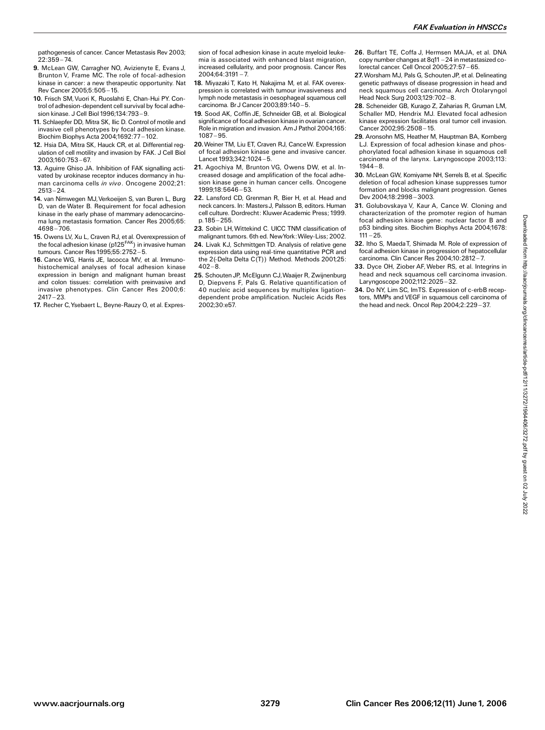pathogenesis of cancer. Cancer Metastasis Rev 2003; 22:359–74.

9. McLean GW, Carragher NO, Avizienyte E, Evans J, Brunton V, Frame MC. The role of focal-adhesion kinase in cancer: a new therapeutic opportunity. Nat Rev Cancer 2005;5:505–15.

10. Frisch SM, Vuori K, Ruoslahti E, Chan-Hui PY. Control of adhesion-dependent cell survival by focal adhesion kinase. J Cell Biol 1996;134:793–9.

11. Schlaepfer DD, Mitra SK, Ilic D. Control of motile and invasive cell phenotypes by focal adhesion kinase. Biochim Biophys Acta 2004;1692:77–102.

12. Hsia DA, Mitra SK, Hauck CR, et al. Differential regulation of cell motility and invasion by FAK. J Cell Biol 2003;160:753–67.

13. Aguirre Ghiso JA. Inhibition of FAK signalling activated by urokinase receptor induces dormancy in human carcinoma cells *in vivo*. Oncogene 2002;21: 2513–24.

14. van Nimwegen MJ, Verkoeijen S, van Buren L, Burg D, van de Water B. Requirement for focal adhesion kinase in the early phase of mammary adenocarcinoma lung metastasis formation. Cancer Res 2005;65: 4698–706.

15. Owens LV, Xu L, Craven RJ, et al. Overexpression of the focal adhesion kinase ($p125^{FAK}$) in invasive human tumours. Cancer Res 1995;55:2752–5.

16. Cance WG, Harris JE, Iacocca MV, et al. Immunohistochemical analyses of focal adhesion kinase expression in benign and malignant human breast and colon tissues: correlation with preinvasive and invasive phenotypes. Clin Cancer Res 2000;6: 2417–23.

17. Recher C, Ysebaert L, Beyne-Rauzy O, et al. Expression of focal adhesion kinase in acute myeloid leukemia is associated with enhanced blast migration, increased cellularity, and poor prognosis. Cancer Res 2004;64:3191–7.

18. Miyazaki T, Kato H, Nakajima M, et al. FAK overexpression is correlated with tumour invasiveness and lymph node metastasis in oesophageal squamous cell carcinoma. Br J Cancer 2003;89:140–5.

19. Sood AK, Coffin JE, Schneider GB, et al. Biological significance of focal adhesion kinase in ovarian cancer. Role in migration and invasion. Am J Pathol 2004;165: 1087–95.

20. Weiner TM, Liu ET, Craven RJ, Cance W. Expression of focal adhesion kinase gene and invasive cancer. Lancet 1993;342:1024–5.

21. Agochiya M, Brunton VG, Owens DW, et al. Increased dosage and amplification of the focal adhesion kinase gene in human cancer cells. Oncogene 1999;18:5646–53.

22. Lansford CD, Grenman R, Bier H, et al. Head and neck cancers. In: Masters J, Palsson B, editors. Human cell culture. Dordrecht: Kluwer Academic Press; 1999. p. 185–255.

23. Sobin LH, Wittekind C. UICC TNM classification of malignant tumors. 6th ed. New York: Wiley-Liss; 2002.

24. Livak KJ, Schmittgen TD. Analysis of relative gene expression data using real-time quantitative PCR and the 2(-Delta Delta C(T)) Method. Methods 2001;25: 402–8.

25. Schouten JP, McElgunn CJ, Waaijer R, Zwijnenburg D, Diepvens F, Pals G. Relative quantification of 40 nucleic acid sequences by multiplex ligation-dependent probe amplification. Nucleic Acids Res 2002;30:e57.

26. Buffart TE, Coffa J, Hermsen MAJA, et al. DNA copy number changes at 8q11–24 in metastasized colorectal cancer. Cell Oncol 2005;27:57–65.

27. Worsham MJ, Pals G, Schouten JP, et al. Delineating genetic pathways of disease progression in head and neck squamous cell carcinoma. Arch Otolaryngol Head Neck Surg 2003;129:702–8.

28. Scheneider GB, Kurago Z, Zaharias R, Gruman LM, Schaller MD, Hendrix MJ. Elevated focal adhesion kinase expression facilitates oral tumor cell invasion. Cancer 2002;95:2508–15.

29. Aronsohn MS, Heather M, Hauptman BA, Kornberg LJ. Expression of focal adhesion kinase and phosphorylated focal adhesion kinase in squamous cell carcinoma of the larynx. Laryngoscope 2003;113: 1944–8.

30. McLean GW, Komiyame NH, Serrels B, et al. Specific deletion of focal adhesion kinase suppresses tumor formation and blocks malignant progression. Genes Dev 2004;18:2998–3003.

31. Golubovskaya V, Kaur A, Cance W. Cloning and characterization of the promoter region of human focal adhesion kinase gene: nuclear factor B and p53 binding sites. Biochim Biophys Acta 2004;1678: 111–25.

32. Itho S, Maeda T, Shimada M. Role of expression of focal adhesion kinase in progression of hepatocellular carcinoma. Clin Cancer Res 2004;10:2812–7.

33. Dyce OH, Ziober AF, Weber RS, et al. Integrins in head and neck squamous cell carcinoma invasion. Laryngoscope 2002;112:2025–32.

34. Do NY, Lim SC, Im TS. Expression of c-erbB receptors, MMPs and VEGF in squamous cell carcinoma of the head and neck. Oncol Rep 2004;2:229–37.